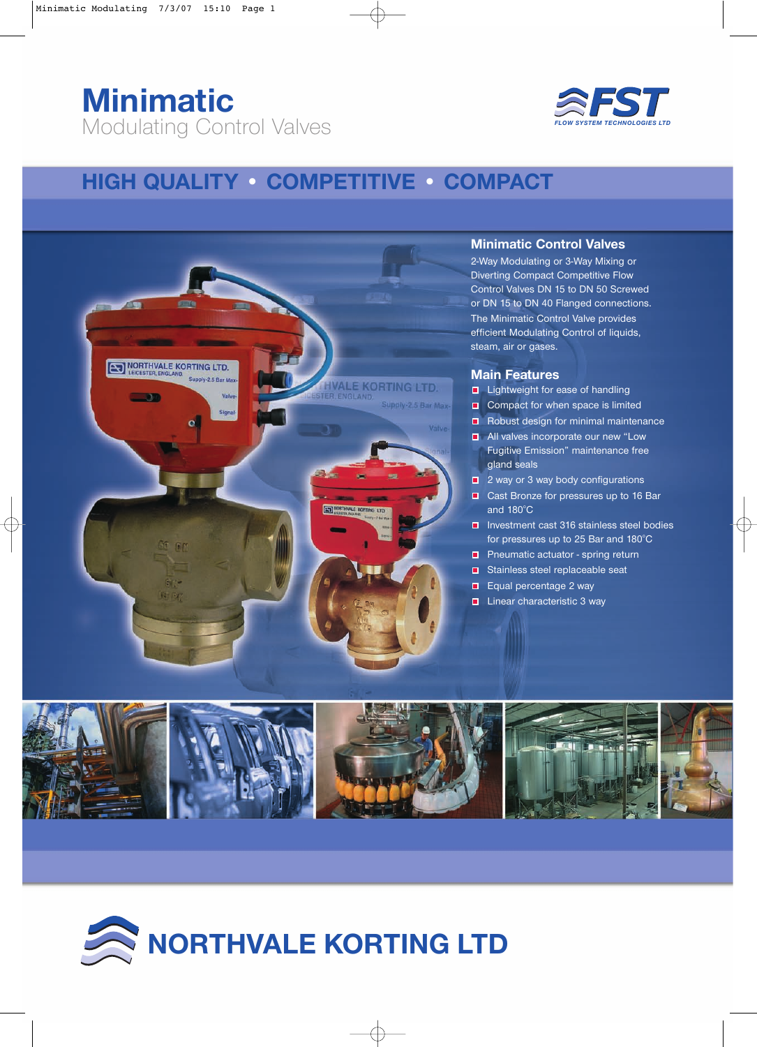# Minimatic

Modulating Control Valves

FST
FLOW SYSTEM TECHNOLOGIES LTD

## HIGH QUALITY • COMPETITIVE • COMPACT

### Minimatic Control Valves

2-Way Modulating or 3-Way Mixing or Diverting Compact Competitive Flow Control Valves DN 15 to DN 50 Screwed or DN 15 to DN 40 Flanged connections. The Minimatic Control Valve provides efficient Modulating Control of liquids, steam, air or gases.

### Main Features

- Lightweight for ease of handling
- Compact for when space is limited
- Robust design for minimal maintenance
- All valves incorporate our new "Low Fugitive Emission" maintenance free gland seals
- 2 way or 3 way body configurations
- Cast Bronze for pressures up to 16 Bar and 180°C
- Investment cast 316 stainless steel bodies for pressures up to 25 Bar and 180°C
- Pneumatic actuator - spring return
- Stainless steel replaceable seat
- Equal percentage 2 way
- Linear characteristic 3 way

## NORTHVALE KORTING LTD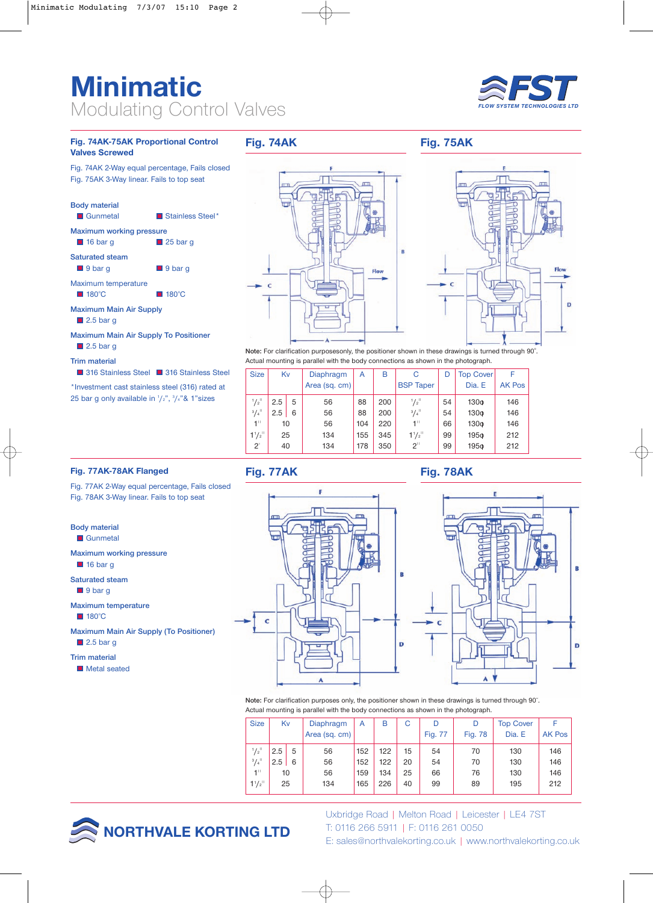# Minimatic

## Modulating Control Valves

FST — FLOW SYSTEM TECHNOLOGIES LTD

### Fig. 74AK-75AK Proportional Control Valves Screwed

Fig. 74AK 2-Way equal percentage, Fails closed
Fig. 75AK 3-Way linear. Fails to top seat

**Body material**
- Gunmetal
- Stainless Steel*

**Maximum working pressure**
- 16 bar g
- 25 bar g

**Saturated steam**
- 9 bar g
- 9 bar g

**Maximum temperature**
- 180°C
- 180°C

**Maximum Main Air Supply**
- 2.5 bar g

**Maximum Main Air Supply To Positioner**
- 2.5 bar g

**Trim material**
- 316 Stainless Steel
- 316 Stainless Steel

*Investment cast stainless steel (316) rated at 25 bar g only available in ½", ¾" & 1" sizes

### Fig. 74AK

F, B, C, A, Flow

### Fig. 75AK

E, C, D, Flow

**Note:** For clarification purposesonly, the positioner shown in these drawings is turned through 90°. Actual mounting is parallel with the body connections as shown in the photograph.

| Size | Kv | | Diaphragm Area (sq. cm) | A | B | C BSP Taper | D | Top Cover Dia. E | F AK Pos |
|---|---|---|---|---|---|---|---|---|---|
| ½" | 2.5 | 5 | 56 | 88 | 200 | ½" | 54 | 130φ | 146 |
| ¾" | 2.5 | 6 | 56 | 88 | 200 | ¾" | 54 | 130φ | 146 |
| 1" | 10 | | 56 | 104 | 220 | 1" | 66 | 130φ | 146 |
| 1½" | 25 | | 134 | 155 | 345 | 1½" | 99 | 195φ | 212 |
| 2" | 40 | | 134 | 178 | 350 | 2" | 99 | 195φ | 212 |

### Fig. 77AK-78AK Flanged

Fig. 77AK 2-Way equal percentage, Fails closed
Fig. 78AK 3-Way linear. Fails to top seat

**Body material**
- Gunmetal

**Maximum working pressure**
- 16 bar g

**Saturated steam**
- 9 bar g

**Maximum temperature**
- 180°C

**Maximum Main Air Supply (To Positioner)**
- 2.5 bar g

**Trim material**
- Metal seated

### Fig. 77AK

F, B, C, D, A

### Fig. 78AK

E, B, C, D, A

**Note:** For clarification purposes only, the positioner shown in these drawings is turned through 90°. Actual mounting is parallel with the body connections as shown in the photograph.

| Size | Kv | | Diaphragm Area (sq. cm) | A | B | C | D Fig. 77 | D Fig. 78 | Top Cover Dia. E | F AK Pos |
|---|---|---|---|---|---|---|---|---|---|---|
| ½" | 2.5 | 5 | 56 | 152 | 122 | 15 | 54 | 70 | 130 | 146 |
| ¾" | 2.5 | 6 | 56 | 152 | 122 | 20 | 54 | 70 | 130 | 146 |
| 1" | 10 | | 56 | 159 | 134 | 25 | 66 | 76 | 130 | 146 |
| 1½" | 25 | | 134 | 165 | 226 | 40 | 99 | 89 | 195 | 212 |

**NORTHVALE KORTING LTD**

Uxbridge Road | Melton Road | Leicester | LE4 7ST
T: 0116 266 5911 | F: 0116 261 0050
E: sales@northvalekorting.co.uk | www.northvalekorting.co.uk